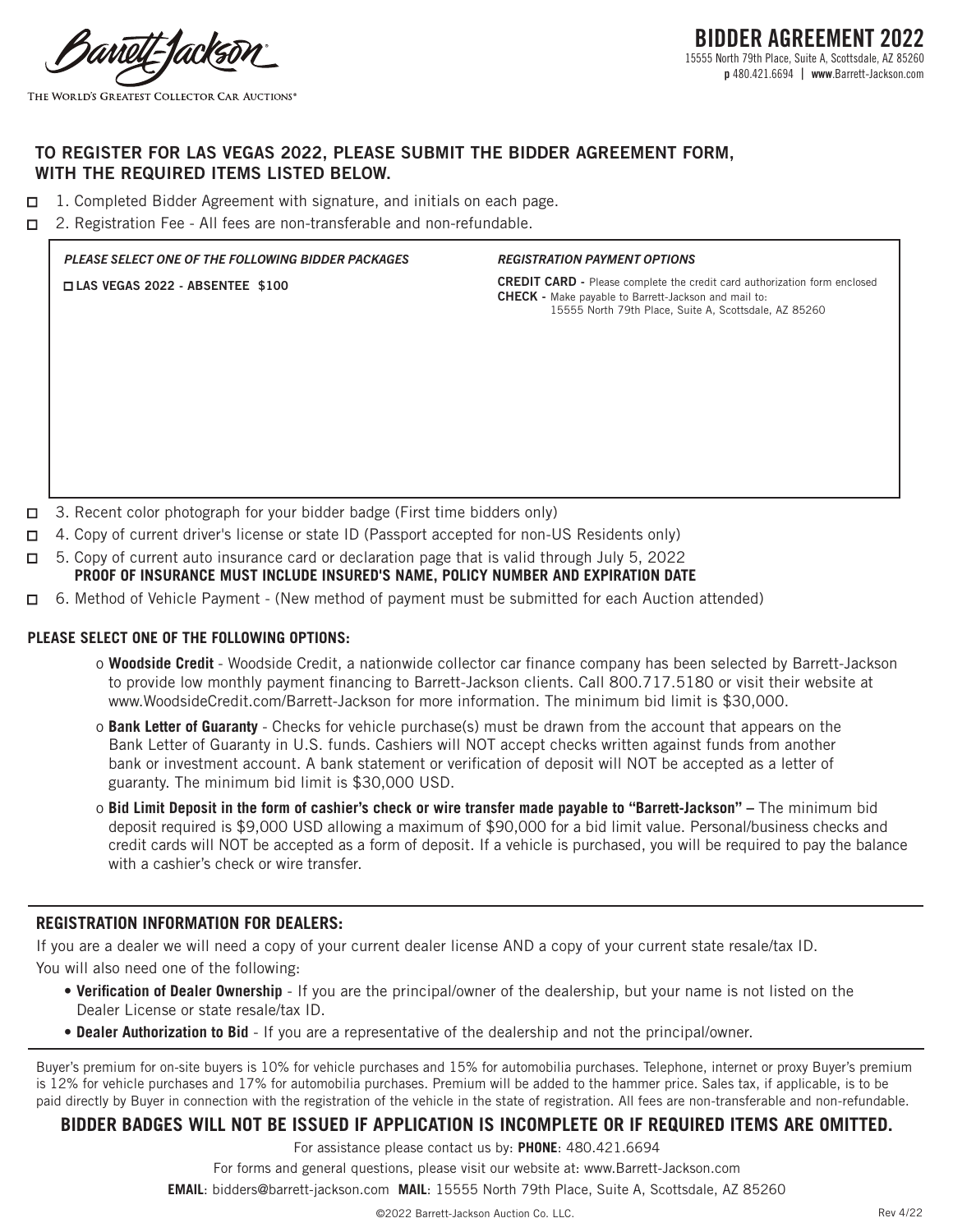Barrett-Jackson

THE WORLD'S GREATEST COLLECTOR CAR AUCTIONS®

# BIDDER AGREEMENT 2022

15555 North 79th Place, Suite A, Scottsdale, AZ 85260
**p** 480.421.6694 | **www**.Barrett-Jackson.com

## TO REGISTER FOR LAS VEGAS 2022, PLEASE SUBMIT THE BIDDER AGREEMENT FORM, WITH THE REQUIRED ITEMS LISTED BELOW.

- ☐ 1. Completed Bidder Agreement with signature, and initials on each page.
- ☐ 2. Registration Fee - All fees are non-transferable and non-refundable.

| *PLEASE SELECT ONE OF THE FOLLOWING BIDDER PACKAGES* | *REGISTRATION PAYMENT OPTIONS* |
|---|---|
| ☐ **LAS VEGAS 2022 - ABSENTEE $100** | **CREDIT CARD -** Please complete the credit card authorization form enclosed<br>**CHECK -** Make payable to Barrett-Jackson and mail to: 15555 North 79th Place, Suite A, Scottsdale, AZ 85260 |

- ☐ 3. Recent color photograph for your bidder badge (First time bidders only)
- ☐ 4. Copy of current driver's license or state ID (Passport accepted for non-US Residents only)
- ☐ 5. Copy of current auto insurance card or declaration page that is valid through July 5, 2022
  **PROOF OF INSURANCE MUST INCLUDE INSURED'S NAME, POLICY NUMBER AND EXPIRATION DATE**
- ☐ 6. Method of Vehicle Payment - (New method of payment must be submitted for each Auction attended)

**PLEASE SELECT ONE OF THE FOLLOWING OPTIONS:**

- o **Woodside Credit** - Woodside Credit, a nationwide collector car finance company has been selected by Barrett-Jackson to provide low monthly payment financing to Barrett-Jackson clients. Call 800.717.5180 or visit their website at www.WoodsideCredit.com/Barrett-Jackson for more information. The minimum bid limit is $30,000.
- o **Bank Letter of Guaranty** - Checks for vehicle purchase(s) must be drawn from the account that appears on the Bank Letter of Guaranty in U.S. funds. Cashiers will NOT accept checks written against funds from another bank or investment account. A bank statement or verification of deposit will NOT be accepted as a letter of guaranty. The minimum bid limit is $30,000 USD.
- o **Bid Limit Deposit in the form of cashier's check or wire transfer made payable to "Barrett-Jackson" –** The minimum bid deposit required is $9,000 USD allowing a maximum of $90,000 for a bid limit value. Personal/business checks and credit cards will NOT be accepted as a form of deposit. If a vehicle is purchased, you will be required to pay the balance with a cashier's check or wire transfer.

## REGISTRATION INFORMATION FOR DEALERS:

If you are a dealer we will need a copy of your current dealer license AND a copy of your current state resale/tax ID.

You will also need one of the following:

- **Verification of Dealer Ownership** - If you are the principal/owner of the dealership, but your name is not listed on the Dealer License or state resale/tax ID.
- **Dealer Authorization to Bid** - If you are a representative of the dealership and not the principal/owner.

Buyer's premium for on-site buyers is 10% for vehicle purchases and 15% for automobilia purchases. Telephone, internet or proxy Buyer's premium is 12% for vehicle purchases and 17% for automobilia purchases. Premium will be added to the hammer price. Sales tax, if applicable, is to be paid directly by Buyer in connection with the registration of the vehicle in the state of registration. All fees are non-transferable and non-refundable.

**BIDDER BADGES WILL NOT BE ISSUED IF APPLICATION IS INCOMPLETE OR IF REQUIRED ITEMS ARE OMITTED.**

For assistance please contact us by: **PHONE**: 480.421.6694

For forms and general questions, please visit our website at: www.Barrett-Jackson.com

**EMAIL**: bidders@barrett-jackson.com **MAIL**: 15555 North 79th Place, Suite A, Scottsdale, AZ 85260

©2022 Barrett-Jackson Auction Co. LLC. Rev 4/22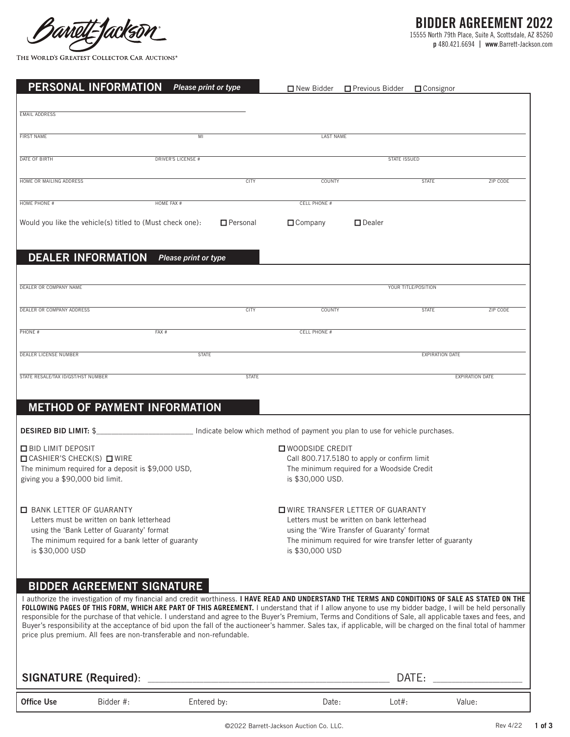Barrett-Jackson®

THE WORLD'S GREATEST COLLECTOR CAR AUCTIONS®

# BIDDER AGREEMENT 2022

15555 North 79th Place, Suite A, Scottsdale, AZ 85260
**p** 480.421.6694 | **www**.Barrett-Jackson.com

## PERSONAL INFORMATION *Please print or type*

☐ New Bidder ☐ Previous Bidder ☐ Consignor

EMAIL ADDRESS

FIRST NAME | MI | LAST NAME

DATE OF BIRTH | DRIVER'S LICENSE # | STATE ISSUED

HOME OR MAILING ADDRESS | CITY | COUNTY | STATE | ZIP CODE

HOME PHONE # | HOME FAX # | CELL PHONE #

Would you like the vehicle(s) titled to (Must check one): ☐ Personal ☐ Company ☐ Dealer

## DEALER INFORMATION *Please print or type*

DEALER OR COMPANY NAME | YOUR TITLE/POSITION

DEALER OR COMPANY ADDRESS | CITY | COUNTY | STATE | ZIP CODE

PHONE # | FAX # | CELL PHONE #

DEALER LICENSE NUMBER | STATE | EXPIRATION DATE

STATE RESALE/TAX ID/GST/HST NUMBER | STATE | EXPIRATION DATE

## METHOD OF PAYMENT INFORMATION

**DESIRED BID LIMIT:** $______________________ Indicate below which method of payment you plan to use for vehicle purchases.

☐ BID LIMIT DEPOSIT
☐ CASHIER'S CHECK(S) ☐ WIRE
The minimum required for a deposit is $9,000 USD, giving you a $90,000 bid limit.

☐ WOODSIDE CREDIT
Call 800.717.5180 to apply or confirm limit
The minimum required for a Woodside Credit is $30,000 USD.

☐ BANK LETTER OF GUARANTY
Letters must be written on bank letterhead using the 'Bank Letter of Guaranty' format
The minimum required for a bank letter of guaranty is $30,000 USD

☐ WIRE TRANSFER LETTER OF GUARANTY
Letters must be written on bank letterhead using the 'Wire Transfer of Guaranty' format
The minimum required for wire transfer letter of guaranty is $30,000 USD

## BIDDER AGREEMENT SIGNATURE

I authorize the investigation of my financial and credit worthiness. **I HAVE READ AND UNDERSTAND THE TERMS AND CONDITIONS OF SALE AS STATED ON THE FOLLOWING PAGES OF THIS FORM, WHICH ARE PART OF THIS AGREEMENT.** I understand that if I allow anyone to use my bidder badge, I will be held personally responsible for the purchase of that vehicle. I understand and agree to the Buyer's Premium, Terms and Conditions of Sale, all applicable taxes and fees, and Buyer's responsibility at the acceptance of bid upon the fall of the auctioneer's hammer. Sales tax, if applicable, will be charged on the final total of hammer price plus premium. All fees are non-transferable and non-refundable.

**SIGNATURE (Required):** ____________________________________________ DATE: ________________

| **Office Use** | Bidder #: | Entered by: | Date: | Lot#: | Value: |
|---|---|---|---|---|---|

©2022 Barrett-Jackson Auction Co. LLC. Rev 4/22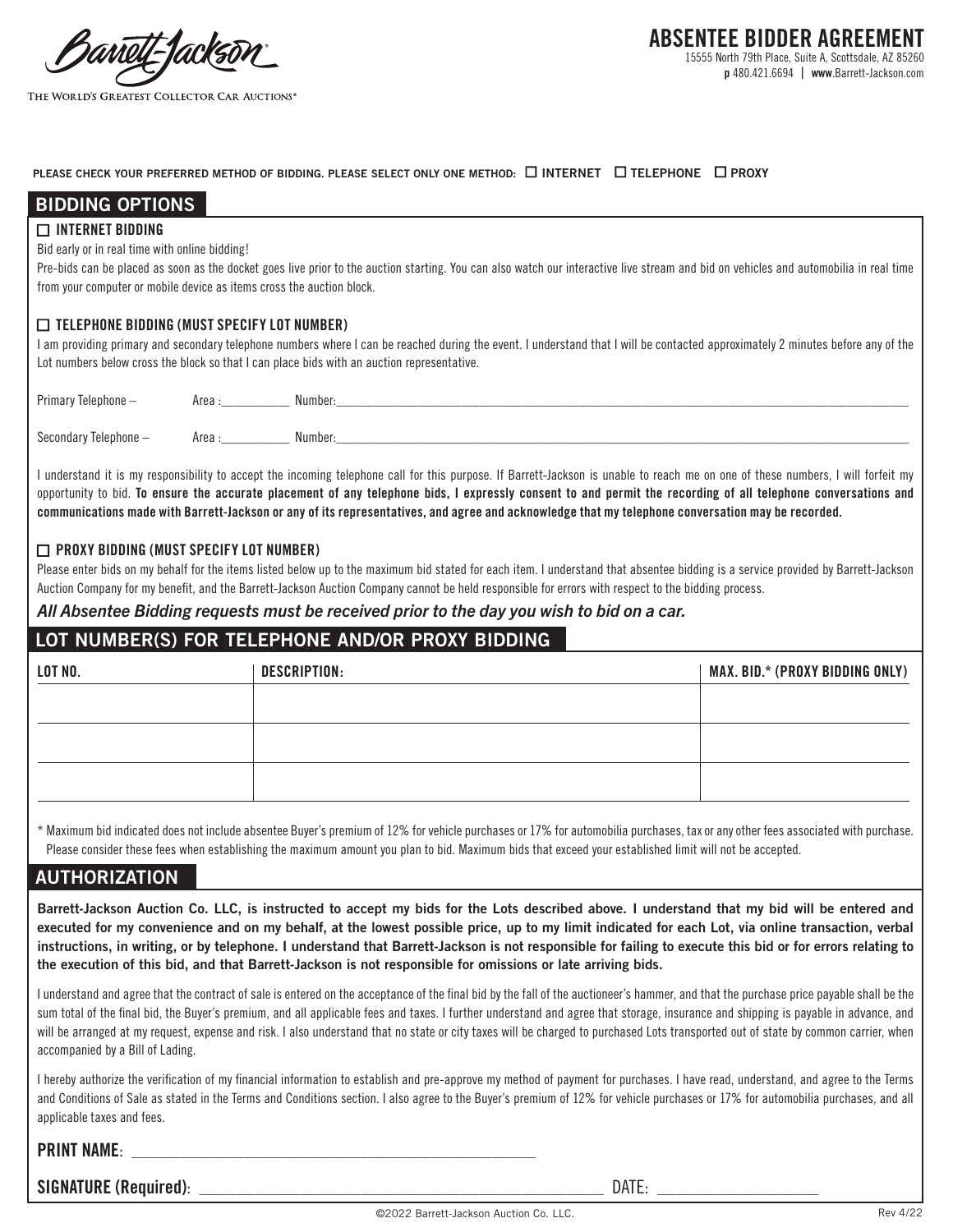Barrett-Jackson

THE WORLD'S GREATEST COLLECTOR CAR AUCTIONS®

# ABSENTEE BIDDER AGREEMENT

15555 North 79th Place, Suite A, Scottsdale, AZ 85260
**p** 480.421.6694 | **www**.Barrett-Jackson.com

PLEASE CHECK YOUR PREFERRED METHOD OF BIDDING. PLEASE SELECT ONLY ONE METHOD: ☐ **INTERNET** ☐ **TELEPHONE** ☐ **PROXY**

## BIDDING OPTIONS

☐ **INTERNET BIDDING**

Bid early or in real time with online bidding!

Pre-bids can be placed as soon as the docket goes live prior to the auction starting. You can also watch our interactive live stream and bid on vehicles and automobilia in real time from your computer or mobile device as items cross the auction block.

☐ **TELEPHONE BIDDING (MUST SPECIFY LOT NUMBER)**

I am providing primary and secondary telephone numbers where I can be reached during the event. I understand that I will be contacted approximately 2 minutes before any of the Lot numbers below cross the block so that I can place bids with an auction representative.

Primary Telephone – Area :__________ Number:______________________________

Secondary Telephone – Area :__________ Number:______________________________

I understand it is my responsibility to accept the incoming telephone call for this purpose. If Barrett-Jackson is unable to reach me on one of these numbers, I will forfeit my opportunity to bid. **To ensure the accurate placement of any telephone bids, I expressly consent to and permit the recording of all telephone conversations and communications made with Barrett-Jackson or any of its representatives, and agree and acknowledge that my telephone conversation may be recorded.**

☐ **PROXY BIDDING (MUST SPECIFY LOT NUMBER)**

Please enter bids on my behalf for the items listed below up to the maximum bid stated for each item. I understand that absentee bidding is a service provided by Barrett-Jackson Auction Company for my benefit, and the Barrett-Jackson Auction Company cannot be held responsible for errors with respect to the bidding process.

***All Absentee Bidding requests must be received prior to the day you wish to bid on a car.***

## LOT NUMBER(S) FOR TELEPHONE AND/OR PROXY BIDDING

| LOT NO. | DESCRIPTION: | MAX. BID.* (PROXY BIDDING ONLY) |
|---|---|---|
| | | |
| | | |
| | | |

\* Maximum bid indicated does not include absentee Buyer's premium of 12% for vehicle purchases or 17% for automobilia purchases, tax or any other fees associated with purchase. Please consider these fees when establishing the maximum amount you plan to bid. Maximum bids that exceed your established limit will not be accepted.

## AUTHORIZATION

**Barrett-Jackson Auction Co. LLC, is instructed to accept my bids for the Lots described above. I understand that my bid will be entered and executed for my convenience and on my behalf, at the lowest possible price, up to my limit indicated for each Lot, via online transaction, verbal instructions, in writing, or by telephone. I understand that Barrett-Jackson is not responsible for failing to execute this bid or for errors relating to the execution of this bid, and that Barrett-Jackson is not responsible for omissions or late arriving bids.**

I understand and agree that the contract of sale is entered on the acceptance of the final bid by the fall of the auctioneer's hammer, and that the purchase price payable shall be the sum total of the final bid, the Buyer's premium, and all applicable fees and taxes. I further understand and agree that storage, insurance and shipping is payable in advance, and will be arranged at my request, expense and risk. I also understand that no state or city taxes will be charged to purchased Lots transported out of state by common carrier, when accompanied by a Bill of Lading.

I hereby authorize the verification of my financial information to establish and pre-approve my method of payment for purchases. I have read, understand, and agree to the Terms and Conditions of Sale as stated in the Terms and Conditions section. I also agree to the Buyer's premium of 12% for vehicle purchases or 17% for automobilia purchases, and all applicable taxes and fees.

**PRINT NAME**: ______________________________

**SIGNATURE (Required)**: ______________________________ DATE: ______________

©2022 Barrett-Jackson Auction Co. LLC. Rev 4/22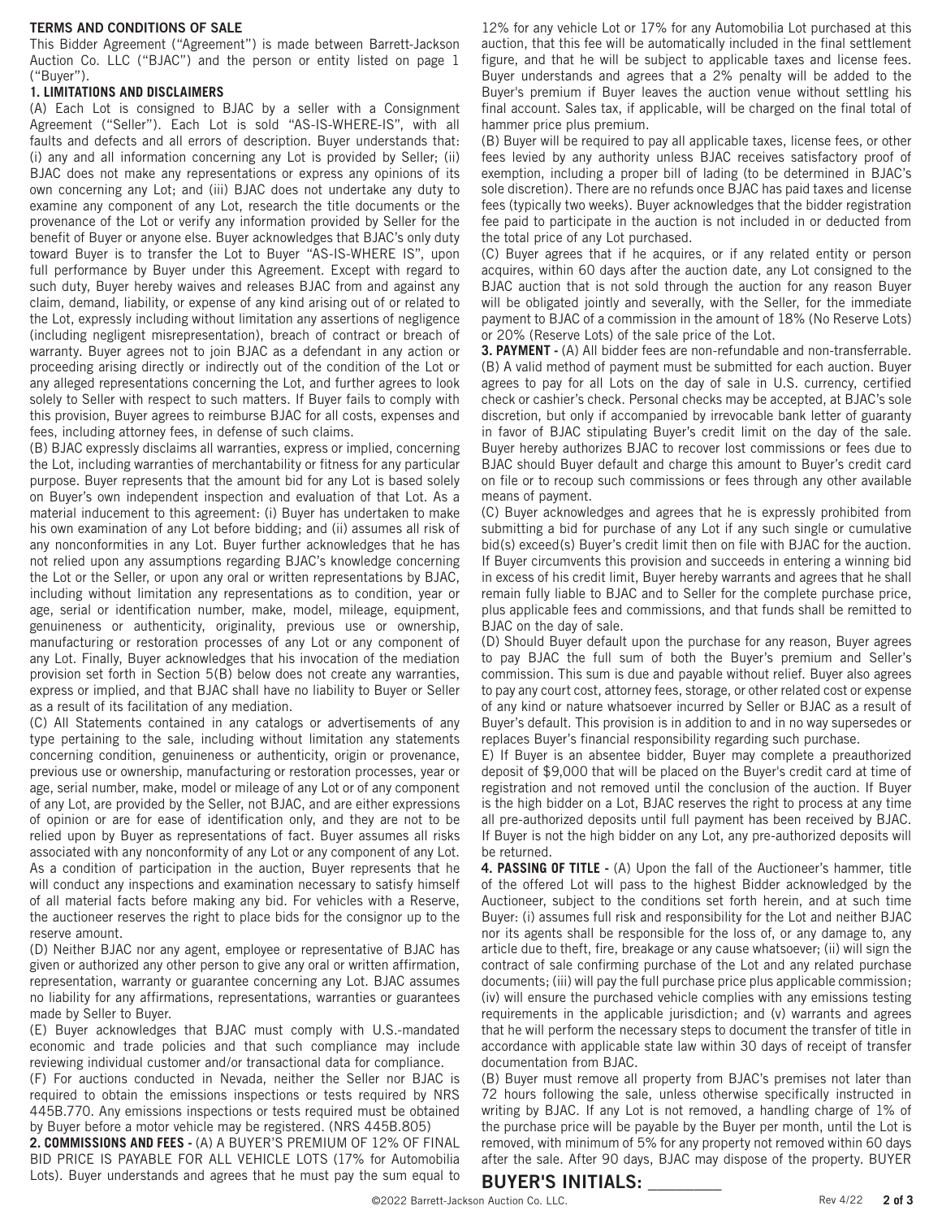**TERMS AND CONDITIONS OF SALE**

This Bidder Agreement ("Agreement") is made between Barrett-Jackson Auction Co. LLC ("BJAC") and the person or entity listed on page 1 ("Buyer").

**1. LIMITATIONS AND DISCLAIMERS**

(A) Each Lot is consigned to BJAC by a seller with a Consignment Agreement ("Seller"). Each Lot is sold "AS-IS-WHERE-IS", with all faults and defects and all errors of description. Buyer understands that: (i) any and all information concerning any Lot is provided by Seller; (ii) BJAC does not make any representations or express any opinions of its own concerning any Lot; and (iii) BJAC does not undertake any duty to examine any component of any Lot, research the title documents or the provenance of the Lot or verify any information provided by Seller for the benefit of Buyer or anyone else. Buyer acknowledges that BJAC's only duty toward Buyer is to transfer the Lot to Buyer "AS-IS-WHERE IS", upon full performance by Buyer under this Agreement. Except with regard to such duty, Buyer hereby waives and releases BJAC from and against any claim, demand, liability, or expense of any kind arising out of or related to the Lot, expressly including without limitation any assertions of negligence (including negligent misrepresentation), breach of contract or breach of warranty. Buyer agrees not to join BJAC as a defendant in any action or proceeding arising directly or indirectly out of the condition of the Lot or any alleged representations concerning the Lot, and further agrees to look solely to Seller with respect to such matters. If Buyer fails to comply with this provision, Buyer agrees to reimburse BJAC for all costs, expenses and fees, including attorney fees, in defense of such claims.

(B) BJAC expressly disclaims all warranties, express or implied, concerning the Lot, including warranties of merchantability or fitness for any particular purpose. Buyer represents that the amount bid for any Lot is based solely on Buyer's own independent inspection and evaluation of that Lot. As a material inducement to this agreement: (i) Buyer has undertaken to make his own examination of any Lot before bidding; and (ii) assumes all risk of any nonconformities in any Lot. Buyer further acknowledges that he has not relied upon any assumptions regarding BJAC's knowledge concerning the Lot or the Seller, or upon any oral or written representations by BJAC, including without limitation any representations as to condition, year or age, serial or identification number, make, model, mileage, equipment, genuineness or authenticity, originality, previous use or ownership, manufacturing or restoration processes of any Lot or any component of any Lot. Finally, Buyer acknowledges that his invocation of the mediation provision set forth in Section 5(B) below does not create any warranties, express or implied, and that BJAC shall have no liability to Buyer or Seller as a result of its facilitation of any mediation.

(C) All Statements contained in any catalogs or advertisements of any type pertaining to the sale, including without limitation any statements concerning condition, genuineness or authenticity, origin or provenance, previous use or ownership, manufacturing or restoration processes, year or age, serial number, make, model or mileage of any Lot or of any component of any Lot, are provided by the Seller, not BJAC, and are either expressions of opinion or are for ease of identification only, and they are not to be relied upon by Buyer as representations of fact. Buyer assumes all risks associated with any nonconformity of any Lot or any component of any Lot. As a condition of participation in the auction, Buyer represents that he will conduct any inspections and examination necessary to satisfy himself of all material facts before making any bid. For vehicles with a Reserve, the auctioneer reserves the right to place bids for the consignor up to the reserve amount.

(D) Neither BJAC nor any agent, employee or representative of BJAC has given or authorized any other person to give any oral or written affirmation, representation, warranty or guarantee concerning any Lot. BJAC assumes no liability for any affirmations, representations, warranties or guarantees made by Seller to Buyer.

(E) Buyer acknowledges that BJAC must comply with U.S.-mandated economic and trade policies and that such compliance may include reviewing individual customer and/or transactional data for compliance.

(F) For auctions conducted in Nevada, neither the Seller nor BJAC is required to obtain the emissions inspections or tests required by NRS 445B.770. Any emissions inspections or tests required must be obtained by Buyer before a motor vehicle may be registered. (NRS 445B.805)

**2. COMMISSIONS AND FEES -** (A) A BUYER'S PREMIUM OF 12% OF FINAL BID PRICE IS PAYABLE FOR ALL VEHICLE LOTS (17% for Automobilia Lots). Buyer understands and agrees that he must pay the sum equal to 12% for any vehicle Lot or 17% for any Automobilia Lot purchased at this auction, that this fee will be automatically included in the final settlement figure, and that he will be subject to applicable taxes and license fees. Buyer understands and agrees that a 2% penalty will be added to the Buyer's premium if Buyer leaves the auction venue without settling his final account. Sales tax, if applicable, will be charged on the final total of hammer price plus premium.

(B) Buyer will be required to pay all applicable taxes, license fees, or other fees levied by any authority unless BJAC receives satisfactory proof of exemption, including a proper bill of lading (to be determined in BJAC's sole discretion). There are no refunds once BJAC has paid taxes and license fees (typically two weeks). Buyer acknowledges that the bidder registration fee paid to participate in the auction is not included in or deducted from the total price of any Lot purchased.

(C) Buyer agrees that if he acquires, or if any related entity or person acquires, within 60 days after the auction date, any Lot consigned to the BJAC auction that is not sold through the auction for any reason Buyer will be obligated jointly and severally, with the Seller, for the immediate payment to BJAC of a commission in the amount of 18% (No Reserve Lots) or 20% (Reserve Lots) of the sale price of the Lot.

**3. PAYMENT -** (A) All bidder fees are non-refundable and non-transferrable. (B) A valid method of payment must be submitted for each auction. Buyer agrees to pay for all Lots on the day of sale in U.S. currency, certified check or cashier's check. Personal checks may be accepted, at BJAC's sole discretion, but only if accompanied by irrevocable bank letter of guaranty in favor of BJAC stipulating Buyer's credit limit on the day of the sale. Buyer hereby authorizes BJAC to recover lost commissions or fees due to BJAC should Buyer default and charge this amount to Buyer's credit card on file or to recoup such commissions or fees through any other available means of payment.

(C) Buyer acknowledges and agrees that he is expressly prohibited from submitting a bid for purchase of any Lot if any such single or cumulative bid(s) exceed(s) Buyer's credit limit then on file with BJAC for the auction. If Buyer circumvents this provision and succeeds in entering a winning bid in excess of his credit limit, Buyer hereby warrants and agrees that he shall remain fully liable to BJAC and to Seller for the complete purchase price, plus applicable fees and commissions, and that funds shall be remitted to BJAC on the day of sale.

(D) Should Buyer default upon the purchase for any reason, Buyer agrees to pay BJAC the full sum of both the Buyer's premium and Seller's commission. This sum is due and payable without relief. Buyer also agrees to pay any court cost, attorney fees, storage, or other related cost or expense of any kind or nature whatsoever incurred by Seller or BJAC as a result of Buyer's default. This provision is in addition to and in no way supersedes or replaces Buyer's financial responsibility regarding such purchase.

E) If Buyer is an absentee bidder, Buyer may complete a preauthorized deposit of $9,000 that will be placed on the Buyer's credit card at time of registration and not removed until the conclusion of the auction. If Buyer is the high bidder on a Lot, BJAC reserves the right to process at any time all pre-authorized deposits until full payment has been received by BJAC. If Buyer is not the high bidder on any Lot, any pre-authorized deposits will be returned.

**4. PASSING OF TITLE -** (A) Upon the fall of the Auctioneer's hammer, title of the offered Lot will pass to the highest Bidder acknowledged by the Auctioneer, subject to the conditions set forth herein, and at such time Buyer: (i) assumes full risk and responsibility for the Lot and neither BJAC nor its agents shall be responsible for the loss of, or any damage to, any article due to theft, fire, breakage or any cause whatsoever; (ii) will sign the contract of sale confirming purchase of the Lot and any related purchase documents; (iii) will pay the full purchase price plus applicable commission; (iv) will ensure the purchased vehicle complies with any emissions testing requirements in the applicable jurisdiction; and (v) warrants and agrees that he will perform the necessary steps to document the transfer of title in accordance with applicable state law within 30 days of receipt of transfer documentation from BJAC.

(B) Buyer must remove all property from BJAC's premises not later than 72 hours following the sale, unless otherwise specifically instructed in writing by BJAC. If any Lot is not removed, a handling charge of 1% of the purchase price will be payable by the Buyer per month, until the Lot is removed, with minimum of 5% for any property not removed within 60 days after the sale. After 90 days, BJAC may dispose of the property. BUYER

**BUYER'S INITIALS: \_\_\_\_\_\_\_\_**

©2022 Barrett-Jackson Auction Co. LLC. Rev 4/22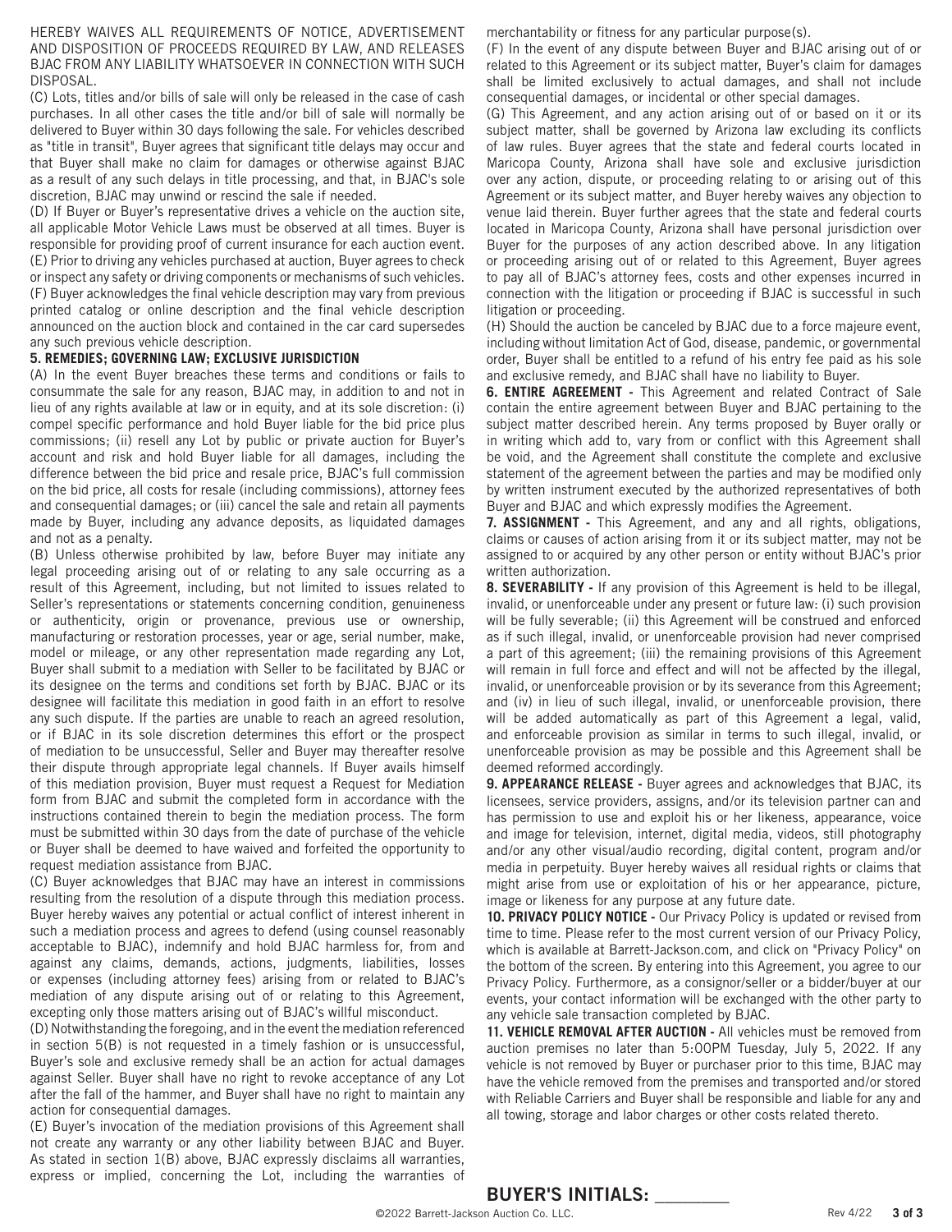HEREBY WAIVES ALL REQUIREMENTS OF NOTICE, ADVERTISEMENT AND DISPOSITION OF PROCEEDS REQUIRED BY LAW, AND RELEASES BJAC FROM ANY LIABILITY WHATSOEVER IN CONNECTION WITH SUCH DISPOSAL.

(C) Lots, titles and/or bills of sale will only be released in the case of cash purchases. In all other cases the title and/or bill of sale will normally be delivered to Buyer within 30 days following the sale. For vehicles described as "title in transit", Buyer agrees that significant title delays may occur and that Buyer shall make no claim for damages or otherwise against BJAC as a result of any such delays in title processing, and that, in BJAC's sole discretion, BJAC may unwind or rescind the sale if needed.

(D) If Buyer or Buyer's representative drives a vehicle on the auction site, all applicable Motor Vehicle Laws must be observed at all times. Buyer is responsible for providing proof of current insurance for each auction event.

(E) Prior to driving any vehicles purchased at auction, Buyer agrees to check or inspect any safety or driving components or mechanisms of such vehicles.

(F) Buyer acknowledges the final vehicle description may vary from previous printed catalog or online description and the final vehicle description announced on the auction block and contained in the car card supersedes any such previous vehicle description.

**5. REMEDIES; GOVERNING LAW; EXCLUSIVE JURISDICTION**

(A) In the event Buyer breaches these terms and conditions or fails to consummate the sale for any reason, BJAC may, in addition to and not in lieu of any rights available at law or in equity, and at its sole discretion: (i) compel specific performance and hold Buyer liable for the bid price plus commissions; (ii) resell any Lot by public or private auction for Buyer's account and risk and hold Buyer liable for all damages, including the difference between the bid price and resale price, BJAC's full commission on the bid price, all costs for resale (including commissions), attorney fees and consequential damages; or (iii) cancel the sale and retain all payments made by Buyer, including any advance deposits, as liquidated damages and not as a penalty.

(B) Unless otherwise prohibited by law, before Buyer may initiate any legal proceeding arising out of or relating to any sale occurring as a result of this Agreement, including, but not limited to issues related to Seller's representations or statements concerning condition, genuineness or authenticity, origin or provenance, previous use or ownership, manufacturing or restoration processes, year or age, serial number, make, model or mileage, or any other representation made regarding any Lot, Buyer shall submit to a mediation with Seller to be facilitated by BJAC or its designee on the terms and conditions set forth by BJAC. BJAC or its designee will facilitate this mediation in good faith in an effort to resolve any such dispute. If the parties are unable to reach an agreed resolution, or if BJAC in its sole discretion determines this effort or the prospect of mediation to be unsuccessful, Seller and Buyer may thereafter resolve their dispute through appropriate legal channels. If Buyer avails himself of this mediation provision, Buyer must request a Request for Mediation form from BJAC and submit the completed form in accordance with the instructions contained therein to begin the mediation process. The form must be submitted within 30 days from the date of purchase of the vehicle or Buyer shall be deemed to have waived and forfeited the opportunity to request mediation assistance from BJAC.

(C) Buyer acknowledges that BJAC may have an interest in commissions resulting from the resolution of a dispute through this mediation process. Buyer hereby waives any potential or actual conflict of interest inherent in such a mediation process and agrees to defend (using counsel reasonably acceptable to BJAC), indemnify and hold BJAC harmless for, from and against any claims, demands, actions, judgments, liabilities, losses or expenses (including attorney fees) arising from or related to BJAC's mediation of any dispute arising out of or relating to this Agreement, excepting only those matters arising out of BJAC's willful misconduct.

(D) Notwithstanding the foregoing, and in the event the mediation referenced in section 5(B) is not requested in a timely fashion or is unsuccessful, Buyer's sole and exclusive remedy shall be an action for actual damages against Seller. Buyer shall have no right to revoke acceptance of any Lot after the fall of the hammer, and Buyer shall have no right to maintain any action for consequential damages.

(E) Buyer's invocation of the mediation provisions of this Agreement shall not create any warranty or any other liability between BJAC and Buyer. As stated in section 1(B) above, BJAC expressly disclaims all warranties, express or implied, concerning the Lot, including the warranties of merchantability or fitness for any particular purpose(s).

(F) In the event of any dispute between Buyer and BJAC arising out of or related to this Agreement or its subject matter, Buyer's claim for damages shall be limited exclusively to actual damages, and shall not include consequential damages, or incidental or other special damages.

(G) This Agreement, and any action arising out of or based on it or its subject matter, shall be governed by Arizona law excluding its conflicts of law rules. Buyer agrees that the state and federal courts located in Maricopa County, Arizona shall have sole and exclusive jurisdiction over any action, dispute, or proceeding relating to or arising out of this Agreement or its subject matter, and Buyer hereby waives any objection to venue laid therein. Buyer further agrees that the state and federal courts located in Maricopa County, Arizona shall have personal jurisdiction over Buyer for the purposes of any action described above. In any litigation or proceeding arising out of or related to this Agreement, Buyer agrees to pay all of BJAC's attorney fees, costs and other expenses incurred in connection with the litigation or proceeding if BJAC is successful in such litigation or proceeding.

(H) Should the auction be canceled by BJAC due to a force majeure event, including without limitation Act of God, disease, pandemic, or governmental order, Buyer shall be entitled to a refund of his entry fee paid as his sole and exclusive remedy, and BJAC shall have no liability to Buyer.

**6. ENTIRE AGREEMENT -** This Agreement and related Contract of Sale contain the entire agreement between Buyer and BJAC pertaining to the subject matter described herein. Any terms proposed by Buyer orally or in writing which add to, vary from or conflict with this Agreement shall be void, and the Agreement shall constitute the complete and exclusive statement of the agreement between the parties and may be modified only by written instrument executed by the authorized representatives of both Buyer and BJAC and which expressly modifies the Agreement.

**7. ASSIGNMENT -** This Agreement, and any and all rights, obligations, claims or causes of action arising from it or its subject matter, may not be assigned to or acquired by any other person or entity without BJAC's prior written authorization.

**8. SEVERABILITY -** If any provision of this Agreement is held to be illegal, invalid, or unenforceable under any present or future law: (i) such provision will be fully severable; (ii) this Agreement will be construed and enforced as if such illegal, invalid, or unenforceable provision had never comprised a part of this agreement; (iii) the remaining provisions of this Agreement will remain in full force and effect and will not be affected by the illegal, invalid, or unenforceable provision or by its severance from this Agreement; and (iv) in lieu of such illegal, invalid, or unenforceable provision, there will be added automatically as part of this Agreement a legal, valid, and enforceable provision as similar in terms to such illegal, invalid, or unenforceable provision as may be possible and this Agreement shall be deemed reformed accordingly.

**9. APPEARANCE RELEASE -** Buyer agrees and acknowledges that BJAC, its licensees, service providers, assigns, and/or its television partner can and has permission to use and exploit his or her likeness, appearance, voice and image for television, internet, digital media, videos, still photography and/or any other visual/audio recording, digital content, program and/or media in perpetuity. Buyer hereby waives all residual rights or claims that might arise from use or exploitation of his or her appearance, picture, image or likeness for any purpose at any future date.

**10. PRIVACY POLICY NOTICE -** Our Privacy Policy is updated or revised from time to time. Please refer to the most current version of our Privacy Policy, which is available at Barrett-Jackson.com, and click on "Privacy Policy" on the bottom of the screen. By entering into this Agreement, you agree to our Privacy Policy. Furthermore, as a consignor/seller or a bidder/buyer at our events, your contact information will be exchanged with the other party to any vehicle sale transaction completed by BJAC.

**11. VEHICLE REMOVAL AFTER AUCTION -** All vehicles must be removed from auction premises no later than 5:00PM Tuesday, July 5, 2022. If any vehicle is not removed by Buyer or purchaser prior to this time, BJAC may have the vehicle removed from the premises and transported and/or stored with Reliable Carriers and Buyer shall be responsible and liable for any and all towing, storage and labor charges or other costs related thereto.

**BUYER'S INITIALS:** ________

©2022 Barrett-Jackson Auction Co. LLC. Rev 4/22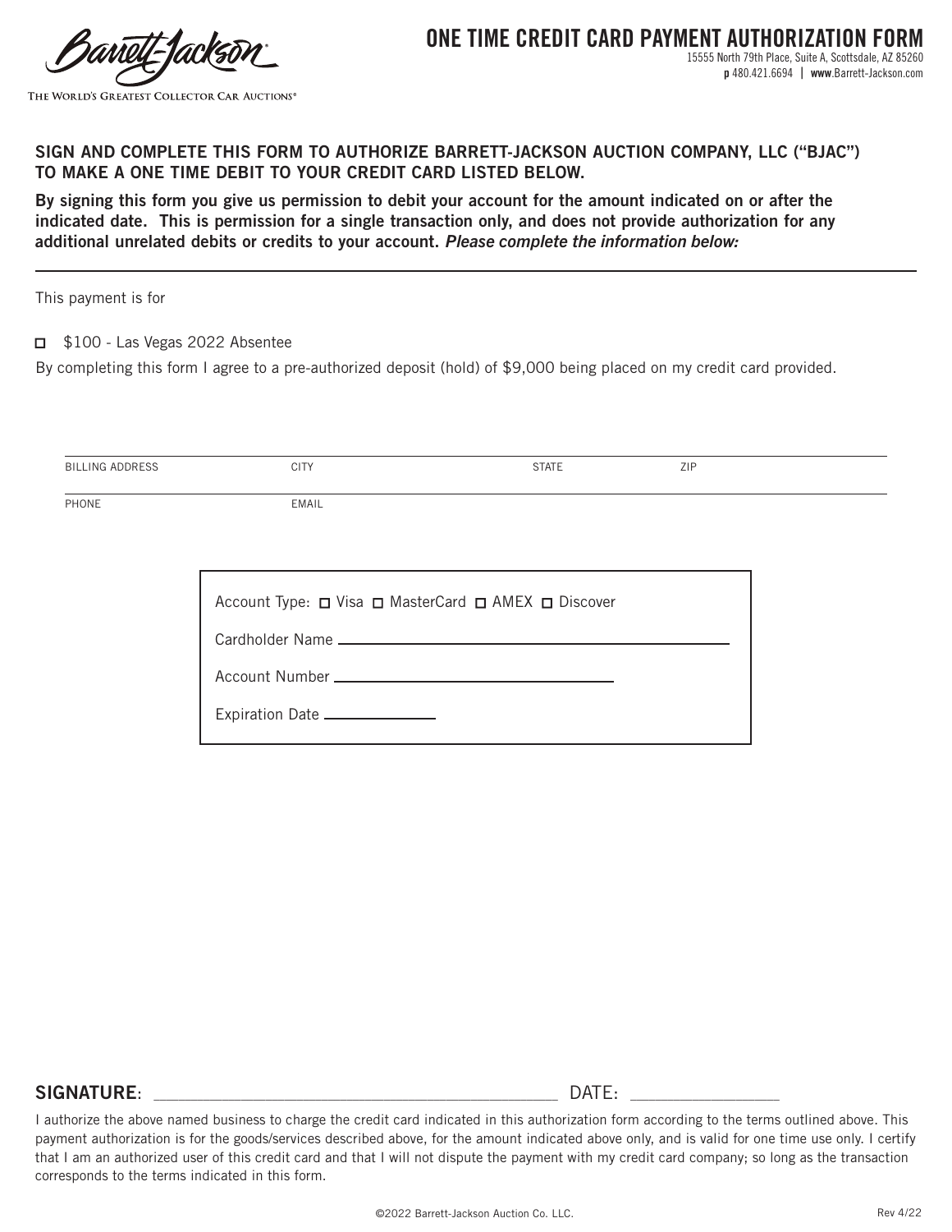Barrett-Jackson

THE WORLD'S GREATEST COLLECTOR CAR AUCTIONS®

# ONE TIME CREDIT CARD PAYMENT AUTHORIZATION FORM

15555 North 79th Place, Suite A, Scottsdale, AZ 85260
**p** 480.421.6694 | **www**.Barrett-Jackson.com

**SIGN AND COMPLETE THIS FORM TO AUTHORIZE BARRETT-JACKSON AUCTION COMPANY, LLC ("BJAC") TO MAKE A ONE TIME DEBIT TO YOUR CREDIT CARD LISTED BELOW.**

**By signing this form you give us permission to debit your account for the amount indicated on or after the indicated date. This is permission for a single transaction only, and does not provide authorization for any additional unrelated debits or credits to your account.** ***Please complete the information below:***

---

This payment is for

☐ $100 - Las Vegas 2022 Absentee

By completing this form I agree to a pre-authorized deposit (hold) of $9,000 being placed on my credit card provided.

BILLING ADDRESS ____________ CITY ____________ STATE ____________ ZIP ____________

PHONE ____________ EMAIL ____________

Account Type: ☐ Visa ☐ MasterCard ☐ AMEX ☐ Discover

Cardholder Name ______________________________

Account Number ______________________________

Expiration Date ______________

**SIGNATURE**: ________________________________________ DATE: ______________

I authorize the above named business to charge the credit card indicated in this authorization form according to the terms outlined above. This payment authorization is for the goods/services described above, for the amount indicated above only, and is valid for one time use only. I certify that I am an authorized user of this credit card and that I will not dispute the payment with my credit card company; so long as the transaction corresponds to the terms indicated in this form.

©2022 Barrett-Jackson Auction Co. LLC. Rev 4/22